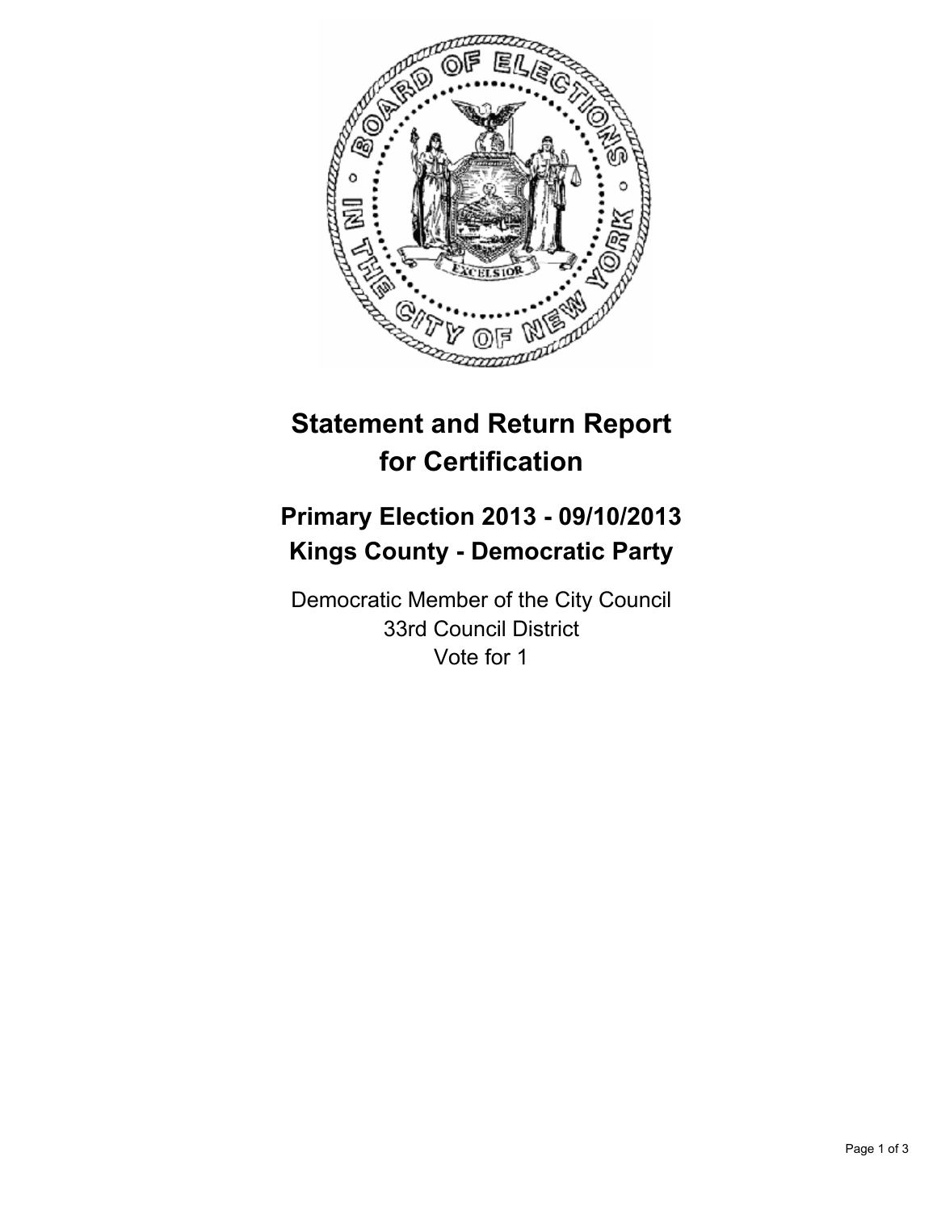# Statement and Return Report for Certification

## Primary Election 2013 - 09/10/2013
## Kings County - Democratic Party

Democratic Member of the City Council
33rd Council District
Vote for 1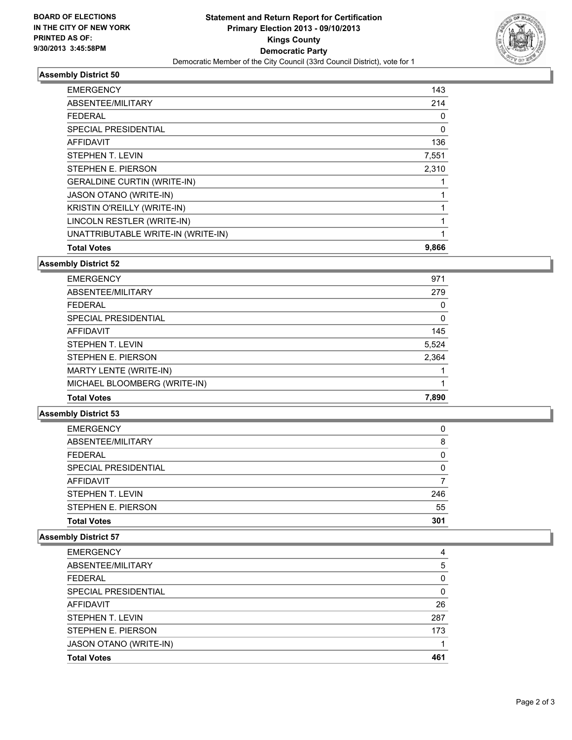**BOARD OF ELECTIONS IN THE CITY OF NEW YORK**
**PRINTED AS OF:**
**9/30/2013 3:45:58PM**

**Statement and Return Report for Certification**
**Primary Election 2013 - 09/10/2013**
**Kings County**
**Democratic Party**
Democratic Member of the City Council (33rd Council District), vote for 1

### Assembly District 50

| | |
|---|---|
| EMERGENCY | 143 |
| ABSENTEE/MILITARY | 214 |
| FEDERAL | 0 |
| SPECIAL PRESIDENTIAL | 0 |
| AFFIDAVIT | 136 |
| STEPHEN T. LEVIN | 7,551 |
| STEPHEN E. PIERSON | 2,310 |
| GERALDINE CURTIN (WRITE-IN) | 1 |
| JASON OTANO (WRITE-IN) | 1 |
| KRISTIN O'REILLY (WRITE-IN) | 1 |
| LINCOLN RESTLER (WRITE-IN) | 1 |
| UNATTRIBUTABLE WRITE-IN (WRITE-IN) | 1 |
| **Total Votes** | **9,866** |

### Assembly District 52

| | |
|---|---|
| EMERGENCY | 971 |
| ABSENTEE/MILITARY | 279 |
| FEDERAL | 0 |
| SPECIAL PRESIDENTIAL | 0 |
| AFFIDAVIT | 145 |
| STEPHEN T. LEVIN | 5,524 |
| STEPHEN E. PIERSON | 2,364 |
| MARTY LENTE (WRITE-IN) | 1 |
| MICHAEL BLOOMBERG (WRITE-IN) | 1 |
| **Total Votes** | **7,890** |

### Assembly District 53

| | |
|---|---|
| EMERGENCY | 0 |
| ABSENTEE/MILITARY | 8 |
| FEDERAL | 0 |
| SPECIAL PRESIDENTIAL | 0 |
| AFFIDAVIT | 7 |
| STEPHEN T. LEVIN | 246 |
| STEPHEN E. PIERSON | 55 |
| **Total Votes** | **301** |

### Assembly District 57

| | |
|---|---|
| EMERGENCY | 4 |
| ABSENTEE/MILITARY | 5 |
| FEDERAL | 0 |
| SPECIAL PRESIDENTIAL | 0 |
| AFFIDAVIT | 26 |
| STEPHEN T. LEVIN | 287 |
| STEPHEN E. PIERSON | 173 |
| JASON OTANO (WRITE-IN) | 1 |
| **Total Votes** | **461** |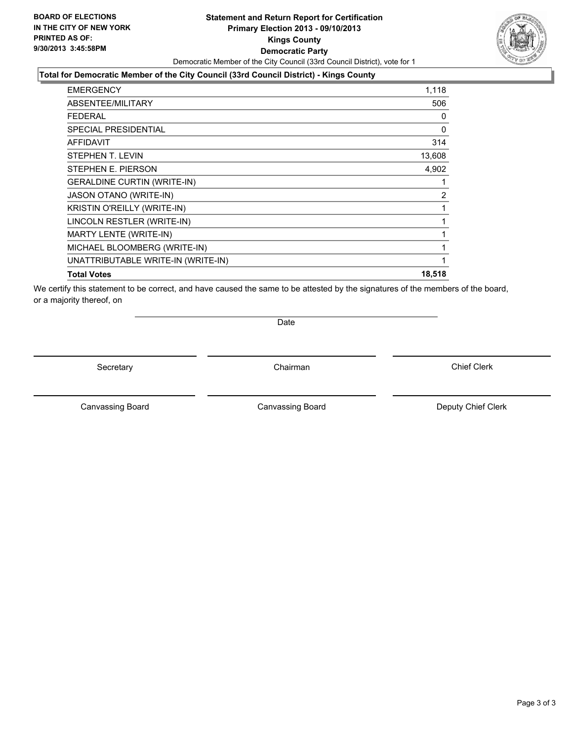**BOARD OF ELECTIONS IN THE CITY OF NEW YORK PRINTED AS OF: 9/30/2013 3:45:58PM**

**Statement and Return Report for Certification**
**Primary Election 2013 - 09/10/2013**
**Kings County**
**Democratic Party**

Democratic Member of the City Council (33rd Council District), vote for 1

**Total for Democratic Member of the City Council (33rd Council District) - Kings County**

| | |
|---|---|
| EMERGENCY | 1,118 |
| ABSENTEE/MILITARY | 506 |
| FEDERAL | 0 |
| SPECIAL PRESIDENTIAL | 0 |
| AFFIDAVIT | 314 |
| STEPHEN T. LEVIN | 13,608 |
| STEPHEN E. PIERSON | 4,902 |
| GERALDINE CURTIN (WRITE-IN) | 1 |
| JASON OTANO (WRITE-IN) | 2 |
| KRISTIN O'REILLY (WRITE-IN) | 1 |
| LINCOLN RESTLER (WRITE-IN) | 1 |
| MARTY LENTE (WRITE-IN) | 1 |
| MICHAEL BLOOMBERG (WRITE-IN) | 1 |
| UNATTRIBUTABLE WRITE-IN (WRITE-IN) | 1 |
| **Total Votes** | **18,518** |

We certify this statement to be correct, and have caused the same to be attested by the signatures of the members of the board, or a majority thereof, on

Date

Secretary

Chairman

Chief Clerk

Canvassing Board

Canvassing Board

Deputy Chief Clerk